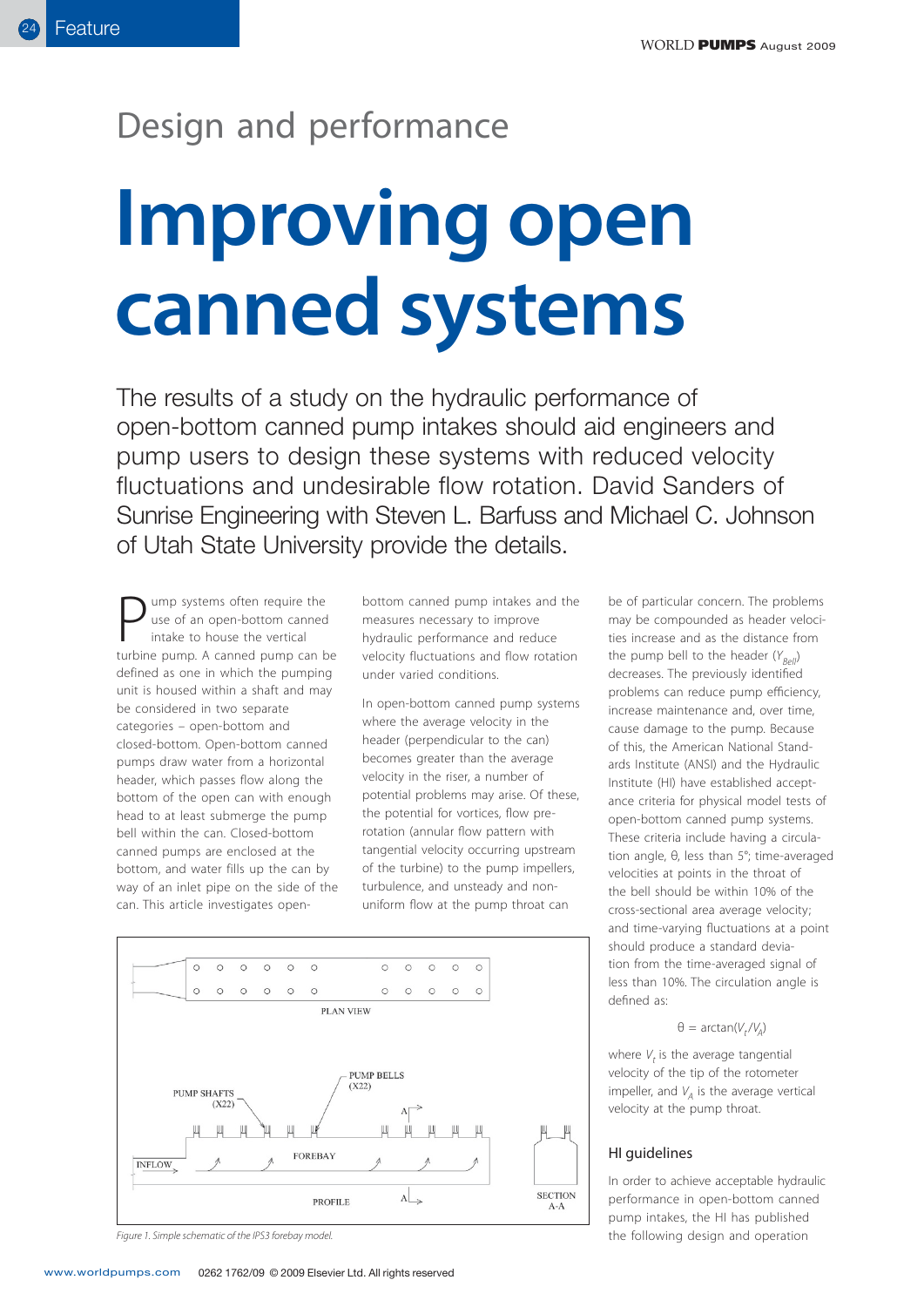Design and performance

# Improving open canned systems

The results of a study on the hydraulic performance of open-bottom canned pump intakes should aid engineers and pump users to design these systems with reduced velocity fluctuations and undesirable flow rotation. David Sanders of Sunrise Engineering with Steven L. Barfuss and Michael C. Johnson of Utah State University provide the details.

Pump systems often require the use of an open-bottom canned intake to house the vertical turbine pump. A canned pump can be defined as one in which the pumping unit is housed within a shaft and may be considered in two separate categories – open-bottom and closed-bottom. Open-bottom canned pumps draw water from a horizontal header, which passes flow along the bottom of the open can with enough head to at least submerge the pump bell within the can. Closed-bottom canned pumps are enclosed at the bottom, and water fills up the can by way of an inlet pipe on the side of the can. This article investigates open-bottom canned pump intakes and the measures necessary to improve hydraulic performance and reduce velocity fluctuations and flow rotation under varied conditions.

In open-bottom canned pump systems where the average velocity in the header (perpendicular to the can) becomes greater than the average velocity in the riser, a number of potential problems may arise. Of these, the potential for vortices, flow pre-rotation (annular flow pattern with tangential velocity occurring upstream of the turbine) to the pump impellers, turbulence, and unsteady and non-uniform flow at the pump throat can be of particular concern. The problems may be compounded as header velocities increase and the distance from the pump bell to the header ($Y_{Bell}$) decreases. The previously identified problems can reduce pump efficiency, increase maintenance and, over time, cause damage to the pump. Because of this, the American National Standards Institute (ANSI) and the Hydraulic Institute (HI) have established acceptance criteria for physical model tests of open-bottom canned pump systems. These criteria include having a circulation angle, θ, less than 5°; time-averaged velocities at points in the throat of the bell should be within 10% of the cross-sectional area average velocity; and time-varying fluctuations at a point should produce a standard deviation from the time-averaged signal of less than 10%. The circulation angle is defined as:

$$\theta = \arctan(V_t/V_A)$$

where $V_t$ is the average tangential velocity of the tip of the rotometer impeller, and $V_A$ is the average vertical velocity at the pump throat.

PLAN VIEW

PUMP SHAFTS (X22)

PUMP BELLS (X22)

INFLOW

FOREBAY

PROFILE

A

A

SECTION A-A

*Figure 1. Simple schematic of the IPS3 forebay model.*

## HI guidelines

In order to achieve acceptable hydraulic performance in open-bottom canned pump intakes, the HI has published the following design and operation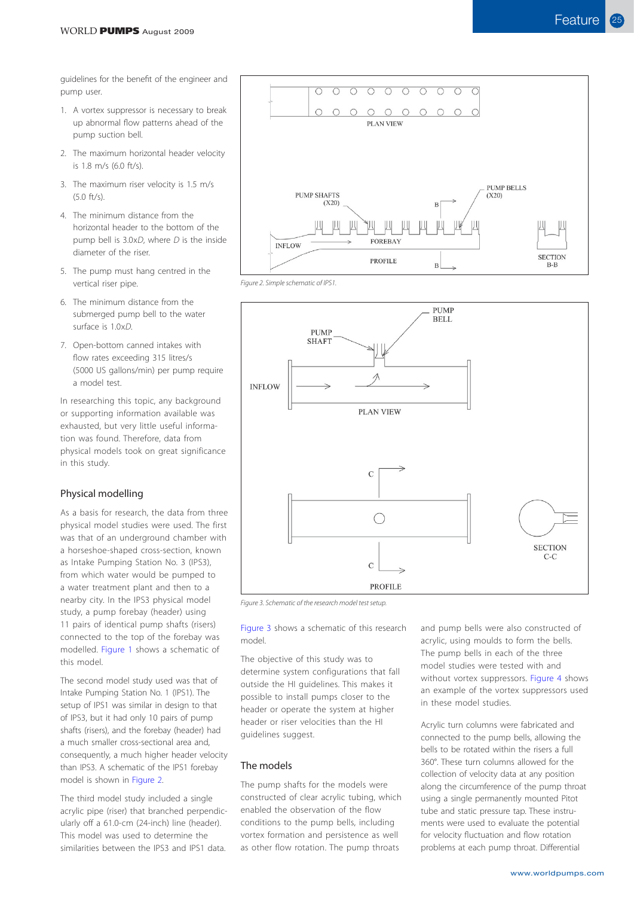guidelines for the benefit of the engineer and pump user.

1. A vortex suppressor is necessary to break up abnormal flow patterns ahead of the pump suction bell.
2. The maximum horizontal header velocity is 1.8 m/s (6.0 ft/s).
3. The maximum riser velocity is 1.5 m/s (5.0 ft/s).
4. The minimum distance from the horizontal header to the bottom of the pump bell is 3.0x*D*, where *D* is the inside diameter of the riser.
5. The pump must hang centred in the vertical riser pipe.
6. The minimum distance from the submerged pump bell to the water surface is 1.0x*D*.
7. Open-bottom canned intakes with flow rates exceeding 315 litres/s (5000 US gallons/min) per pump require a model test.

In researching this topic, any background or supporting information available was exhausted, but very little useful information was found. Therefore, data from physical models took on great significance in this study.

## Physical modelling

As a basis for research, the data from three physical model studies were used. The first was that of an underground chamber with a horseshoe-shaped cross-section, known as Intake Pumping Station No. 3 (IPS3), from which water would be pumped to a water treatment plant and then to a nearby city. In the IPS3 physical model study, a pump forebay (header) using 11 pairs of identical pump shafts (risers) connected to the top of the forebay was modelled. Figure 1 shows a schematic of this model.

The second model study used was that of Intake Pumping Station No. 1 (IPS1). The setup of IPS1 was similar in design to that of IPS3, but it had only 10 pairs of pump shafts (risers), and the forebay (header) had a much smaller cross-sectional area and, consequently, a much higher header velocity than IPS3. A schematic of the IPS1 forebay model is shown in Figure 2.

The third model study included a single acrylic pipe (riser) that branched perpendicularly off a 61.0-cm (24-inch) line (header). This model was used to determine the similarities between the IPS3 and IPS1 data.

*Figure 2. Simple schematic of IPS1.*

*Figure 3. Schematic of the research model test setup.*

Figure 3 shows a schematic of this research model.

The objective of this study was to determine system configurations that fall outside the HI guidelines. This makes it possible to install pumps closer to the header or operate the system at higher header or riser velocities than the HI guidelines suggest.

## The models

The pump shafts for the models were constructed of clear acrylic tubing, which enabled the observation of the flow conditions to the pump bells, including vortex formation and persistence as well as other flow rotation. The pump throats and pump bells were also constructed of acrylic, using moulds to form the bells. The pump bells in each of the three model studies were tested with and without vortex suppressors. Figure 4 shows an example of the vortex suppressors used in these model studies.

Acrylic turn columns were fabricated and connected to the pump bells, allowing the bells to be rotated within the risers a full 360°. These turn columns allowed for the collection of velocity data at any position along the circumference of the pump throat using a single permanently mounted Pitot tube and static pressure tap. These instruments were used to evaluate the potential for velocity fluctuation and flow rotation problems at each pump throat. Differential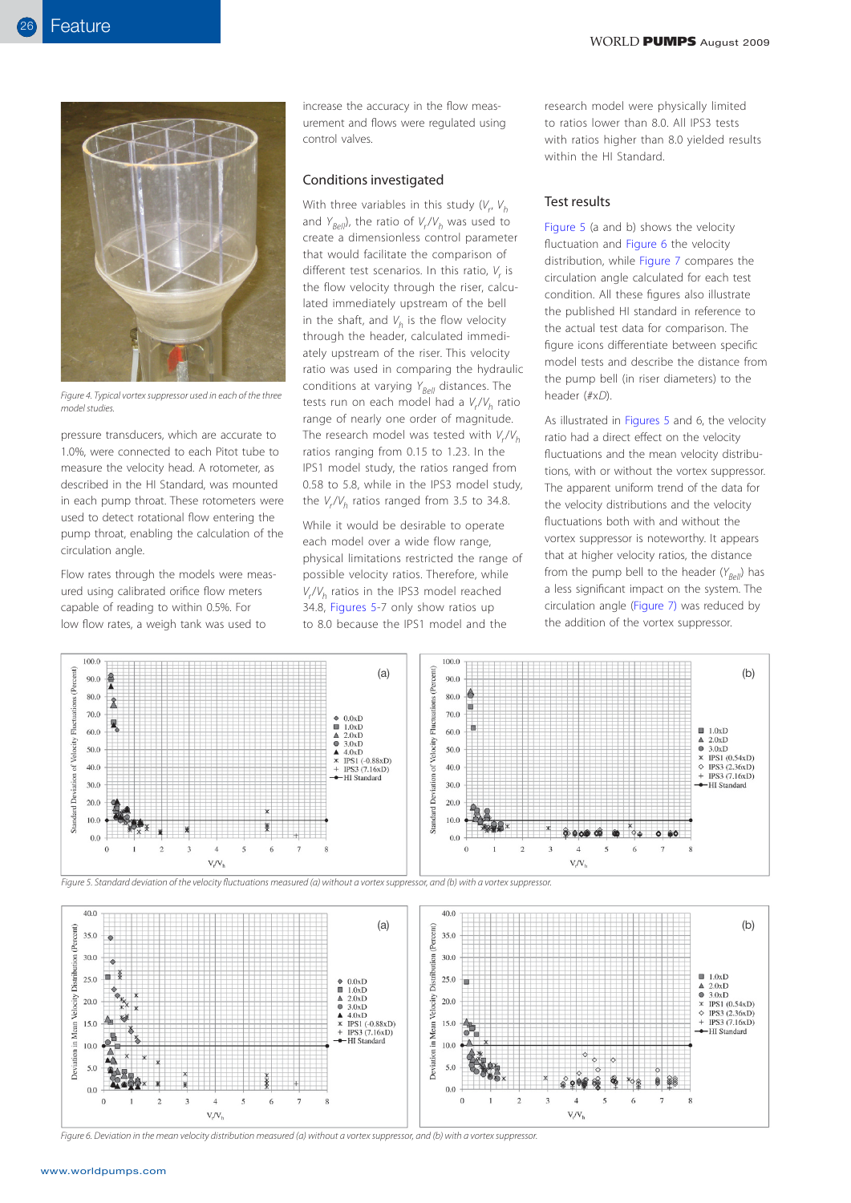Figure 4. Typical vortex suppressor used in each of the three model studies.

pressure transducers, which are accurate to 1.0%, were connected to each Pitot tube to measure the velocity head. A rotometer, as described in the HI Standard, was mounted in each pump throat. These rotometers were used to detect rotational flow entering the pump throat, enabling the calculation of the circulation angle.

Flow rates through the models were measured using calibrated orifice flow meters capable of reading to within 0.5%. For low flow rates, a weigh tank was used to increase the accuracy in the flow measurement and flows were regulated using control valves.

## Conditions investigated

With three variables in this study ($V_r$, $V_h$ and $Y_{Bell}$), the ratio of $V_r/V_h$ was used to create a dimensionless control parameter that would facilitate the comparison of different test scenarios. In this ratio, $V_r$ is the flow velocity through the riser, calculated immediately upstream of the bell in the shaft, and $V_h$ is the flow velocity through the header, calculated immediately upstream of the riser. This velocity ratio was used in comparing the hydraulic conditions at varying $Y_{Bell}$ distances. The tests run on each model had a $V_r/V_h$ ratio range of nearly one order of magnitude. The research model was tested with $V_r/V_h$ ratios ranging from 0.15 to 1.23. In the IPS1 model study, the ratios ranged from 0.58 to 5.8, while in the IPS3 model study, the $V_r/V_h$ ratios ranged from 3.5 to 34.8.

While it would be desirable to operate each model over a wide flow range, physical limitations restricted the range of possible velocity ratios. Therefore, while $V_r/V_h$ ratios in the IPS3 model reached 34.8, Figures 5-7 only show ratios up to 8.0 because the IPS1 model and the research model were physically limited to ratios lower than 8.0. All IPS3 tests with ratios higher than 8.0 yielded results within the HI Standard.

## Test results

Figure 5 (a and b) shows the velocity fluctuation and Figure 6 the velocity distribution, while Figure 7 compares the circulation angle calculated for each test condition. All these figures also illustrate the published HI standard in reference to the actual test data for comparison. The figure icons differentiate between specific model tests and describe the distance from the pump bell (in riser diameters) to the header (#xD).

As illustrated in Figures 5 and 6, the velocity ratio had a direct effect on the velocity fluctuations and the mean velocity distributions, with or without the vortex suppressor. The apparent uniform trend of the data for the velocity distributions and the velocity fluctuations both with and without the vortex suppressor is noteworthy. It appears that at higher velocity ratios, the distance from the pump bell to the header ($Y_{Bell}$) has a less significant impact on the system. The circulation angle (Figure 7) was reduced by the addition of the vortex suppressor.

Figure 5. Standard deviation of the velocity fluctuations measured (a) without a vortex suppressor, and (b) with a vortex suppressor.

Figure 6. Deviation in the mean velocity distribution measured (a) without a vortex suppressor, and (b) with a vortex suppressor.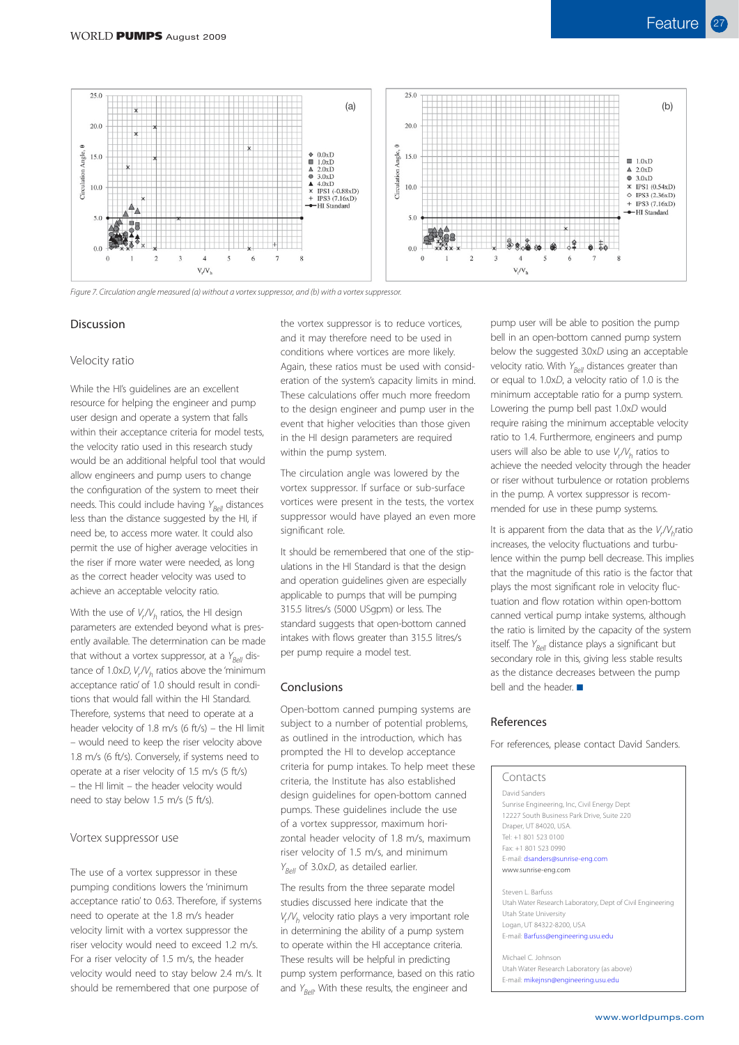(a)

Circulation Angle, θ

25.0
20.0
15.0
10.0
5.0
0.0

0 1 2 3 4 5 6 7 8

$V_r/V_h$

0.0xD
1.0xD
2.0xD
3.0xD
4.0xD
IPS1 (-0.88xD)
IPS3 (7.16xD)
HI Standard

(b)

Circulation Angle, θ

25.0
20.0
15.0
10.0
5.0
0.0

0 1 2 3 4 5 6 7 8

$V_r/V_h$

1.0xD
2.0xD
3.0xD
IPS1 (0.54xD)
IPS3 (2.36xD)
IPS3 (7.16xD)
HI Standard

*Figure 7. Circulation angle measured (a) without a vortex suppressor, and (b) with a vortex suppressor.*

## Discussion

### Velocity ratio

While the HI's guidelines are an excellent resource for helping the engineer and pump user design and operate a system that falls within their acceptance criteria for model tests, the velocity ratio used in this research study would be an additional helpful tool that would allow engineers and pump users to change the configuration of the system to meet their needs. This could include having $Y_{Bell}$ distances less than the distance suggested by the HI, if need be, to access more water. It could also permit the use of higher average velocities in the riser if more water were needed, as long as the correct header velocity was used to achieve an acceptable velocity ratio.

With the use of $V_r/V_h$ ratios, the HI design parameters are extended beyond what is presently available. The determination can be made that without a vortex suppressor, at a $Y_{Bell}$ distance of 1.0x*D*, $V_r/V_h$ ratios above the 'minimum acceptance ratio' of 1.0 should result in conditions that would fall within the HI Standard. Therefore, systems that need to operate at a header velocity of 1.8 m/s (6 ft/s) – the HI limit – would need to keep the riser velocity above 1.8 m/s (6 ft/s). Conversely, if systems need to operate at a riser velocity of 1.5 m/s (5 ft/s) – the HI limit – the header velocity would need to stay below 1.5 m/s (5 ft/s).

### Vortex suppressor use

The use of a vortex suppressor in these pumping conditions lowers the 'minimum acceptance ratio' to 0.63. Therefore, if systems need to operate at the 1.8 m/s header velocity limit with a vortex suppressor the riser velocity would need to exceed 1.2 m/s. For a riser velocity of 1.5 m/s, the header velocity would need to stay below 2.4 m/s. It should be remembered that one purpose of the vortex suppressor is to reduce vortices, and it may therefore need to be used in conditions where vortices are more likely. Again, these ratios must be used with consideration of the system's capacity limits in mind. These calculations offer much more freedom to the design engineer and pump user in the event that higher velocities than those given in the HI design parameters are required within the pump system.

The circulation angle was lowered by the vortex suppressor. If surface or sub-surface vortices were present in the tests, the vortex suppressor would have played an even more significant role.

It should be remembered that one of the stipulations in the HI Standard is that the design and operation guidelines given are especially applicable to pumps that will be pumping 315.5 litres/s (5000 USgpm) or less. The standard suggests that open-bottom canned intakes with flows greater than 315.5 litres/s per pump require a model test.

## Conclusions

Open-bottom canned pumping systems are subject to a number of potential problems, as outlined in the introduction, which has prompted the HI to develop acceptance criteria for pump intakes. To help meet these criteria, the Institute has also established design guidelines for open-bottom canned pumps. These guidelines include the use of a vortex suppressor, maximum horizontal header velocity of 1.8 m/s, maximum riser velocity of 1.5 m/s, and minimum $Y_{Bell}$ of 3.0x*D*, as detailed earlier.

The results from the three separate model studies discussed here indicate that the $V_r/V_h$ velocity ratio plays a very important role in determining the ability of a pump system to operate within the HI acceptance criteria. These results will be helpful in predicting pump system performance, based on this ratio and $Y_{Bell}$. With these results, the engineer and pump user will be able to position the pump bell in an open-bottom canned pump system below the suggested 3.0x*D* using an acceptable velocity ratio. With $Y_{Bell}$ distances greater than or equal to 1.0x*D*, a velocity ratio of 1.0 is the minimum acceptable ratio for a pump system. Lowering the pump bell past 1.0x*D* would require raising the minimum acceptable velocity ratio to 1.4. Furthermore, engineers and pump users will also be able to use $V_r/V_h$ ratios to achieve the needed velocity through the header or riser without turbulence or rotation problems in the pump. A vortex suppressor is recommended for use in these pump systems.

It is apparent from the data that as the $V_r/V_h$ ratio increases, the velocity fluctuations and turbulence within the pump bell decrease. This implies that the magnitude of this ratio is the factor that plays the most significant role in velocity fluctuation and flow rotation within open-bottom canned vertical pump intake systems, although the ratio is limited by the capacity of the system itself. The $Y_{Bell}$ distance plays a significant but secondary role in this, giving less stable results as the distance decreases between the pump bell and the header. ■

## References

For references, please contact David Sanders.

### Contacts

David Sanders
Sunrise Engineering, Inc, Civil Energy Dept
12227 South Business Park Drive, Suite 220
Draper, UT 84020, USA
Tel: +1 801 523 0100
Fax: +1 801 523 0990
E-mail: dsanders@sunrise-eng.com
www.sunrise-eng.com

Steven L. Barfuss
Utah Water Research Laboratory, Dept of Civil Engineering
Utah State University
Logan, UT 84322-8200, USA
E-mail: Barfuss@engineering.usu.edu

Michael C. Johnson
Utah Water Research Laboratory (as above)
E-mail: mikejnsn@engineering.usu.edu